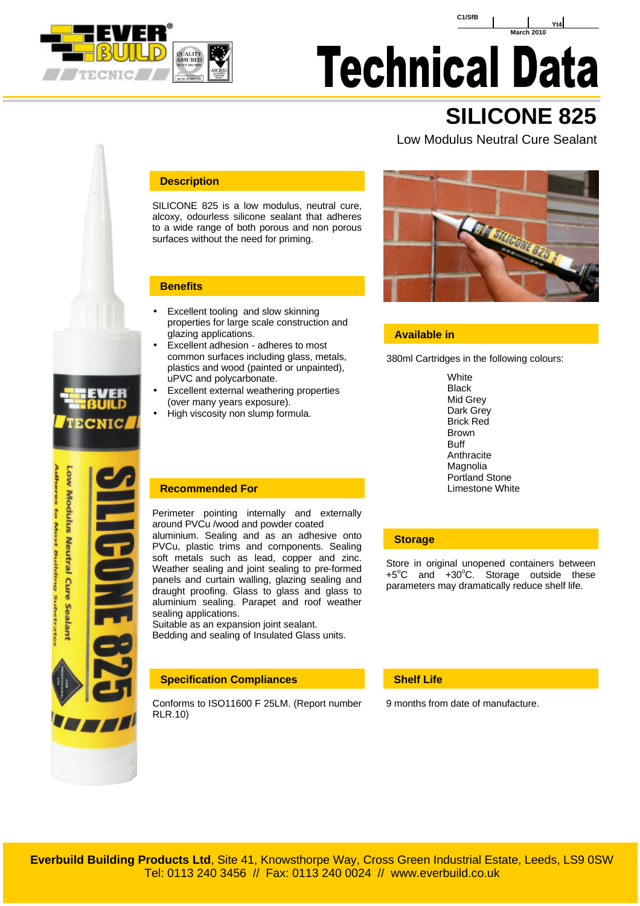C1/SfB | | Yt4

March 2010

# Technical Data

## SILICONE 825

Low Modulus Neutral Cure Sealant

### Description

SILICONE 825 is a low modulus, neutral cure, alcoxy, odourless silicone sealant that adheres to a wide range of both porous and non porous surfaces without the need for priming.

### Benefits

- Excellent tooling and slow skinning properties for large scale construction and glazing applications.
- Excellent adhesion - adheres to most common surfaces including glass, metals, plastics and wood (painted or unpainted), uPVC and polycarbonate.
- Excellent external weathering properties (over many years exposure).
- High viscosity non slump formula.

### Recommended For

Perimeter pointing internally and externally around PVCu /wood and powder coated aluminium. Sealing and as an adhesive onto PVCu, plastic trims and components. Sealing soft metals such as lead, copper and zinc. Weather sealing and joint sealing to pre-formed panels and curtain walling, glazing sealing and draught proofing. Glass to glass and glass to aluminium sealing. Parapet and roof weather sealing applications.
Suitable as an expansion joint sealant.
Bedding and sealing of Insulated Glass units.

### Specification Compliances

Conforms to ISO11600 F 25LM. (Report number RLR.10)

### Available in

380ml Cartridges in the following colours:

White
Black
Mid Grey
Dark Grey
Brick Red
Brown
Buff
Anthracite
Magnolia
Portland Stone
Limestone White

### Storage

Store in original unopened containers between +5°C and +30°C. Storage outside these parameters may dramatically reduce shelf life.

### Shelf Life

9 months from date of manufacture.

**Everbuild Building Products Ltd**, Site 41, Knowsthorpe Way, Cross Green Industrial Estate, Leeds, LS9 0SW
Tel: 0113 240 3456 // Fax: 0113 240 0024 // www.everbuild.co.uk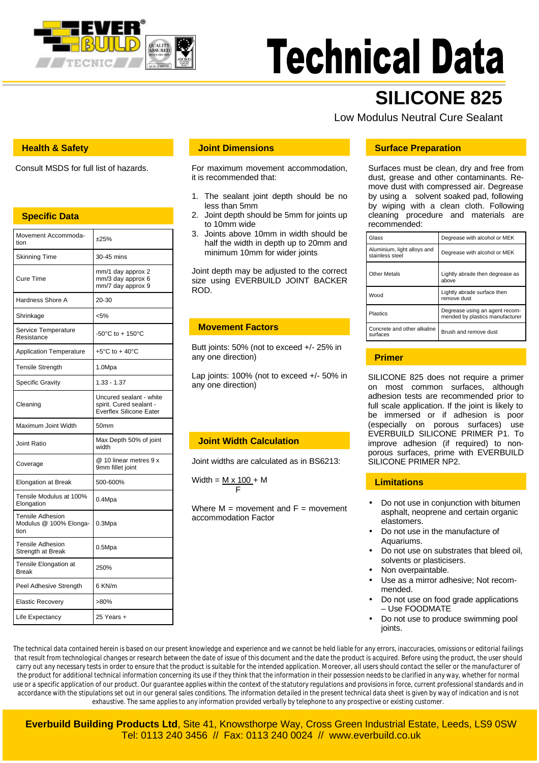# Technical Data

## SILICONE 825

Low Modulus Neutral Cure Sealant

### Health & Safety

Consult MSDS for full list of hazards.

### Specific Data

| | |
|---|---|
| Movement Accommodation | ±25% |
| Skinning Time | 30-45 mins |
| Cure Time | mm/1 day approx 2<br>mm/3 day approx 6<br>mm/7 day approx 9 |
| Hardness Shore A | 20-30 |
| Shrinkage | <5% |
| Service Temperature Resistance | -50°C to + 150°C |
| Application Temperature | +5°C to + 40°C |
| Tensile Strength | 1.0Mpa |
| Specific Gravity | 1.33 - 1.37 |
| Cleaning | Uncured sealant - white spirit. Cured sealant - Everflex Silicone Eater |
| Maximum Joint Width | 50mm |
| Joint Ratio | Max Depth 50% of joint width |
| Coverage | @ 10 linear metres 9 x 9mm fillet joint |
| Elongation at Break | 500-600% |
| Tensile Modulus at 100% Elongation | 0.4Mpa |
| Tensile Adhesion Modulus @ 100% Elongation | 0.3Mpa |
| Tensile Adhesion Strength at Break | 0.5Mpa |
| Tensile Elongation at Break | 250% |
| Peel Adhesive Strength | 6 KN/m |
| Elastic Recovery | >80% |
| Life Expectancy | 25 Years + |

### Joint Dimensions

For maximum movement accommodation, it is recommended that:

1. The sealant joint depth should be no less than 5mm
2. Joint depth should be 5mm for joints up to 10mm wide
3. Joints above 10mm in width should be half the width in depth up to 20mm and minimum 10mm for wider joints

Joint depth may be adjusted to the correct size using EVERBUILD JOINT BACKER ROD.

### Movement Factors

Butt joints: 50% (not to exceed +/- 25% in any one direction)

Lap joints: 100% (not to exceed +/- 50% in any one direction)

### Joint Width Calculation

Joint widths are calculated as in BS6213:

$$\text{Width} = \frac{M \times 100}{F} + M$$

Where M = movement and F = movement accommodation Factor

### Surface Preparation

Surfaces must be clean, dry and free from dust, grease and other contaminants. Remove dust with compressed air. Degrease by using a solvent soaked pad, following by wiping with a clean cloth. Following cleaning procedure and materials are recommended:

| | |
|---|---|
| Glass | Degrease with alcohol or MEK |
| Aluminium, light alloys and stainless steel | Degrease with alcohol or MEK |
| Other Metals | Lightly abrade then degrease as above |
| Wood | Lightly abrade surface then remove dust |
| Plastics | Degrease using an agent recommended by plastics manufacturer |
| Concrete and other alkaline surfaces | Brush and remove dust |

### Primer

SILICONE 825 does not require a primer on most common surfaces, although adhesion tests are recommended prior to full scale application. If the joint is likely to be immersed or if adhesion is poor (especially on porous surfaces) use EVERBUILD SILICONE PRIMER P1. To improve adhesion (if required) to non-porous surfaces, prime with EVERBUILD SILICONE PRIMER NP2.

### Limitations

- Do not use in conjunction with bitumen asphalt, neoprene and certain organic elastomers.
- Do not use in the manufacture of Aquariums.
- Do not use on substrates that bleed oil, solvents or plasticisers.
- Non overpaintable.
- Use as a mirror adhesive; Not recommended.
- Do not use on food grade applications – Use FOODMATE
- Do not use to produce swimming pool joints.

*The technical data contained herein is based on our present knowledge and experience and we cannot be held liable for any errors, inaccuracies, omissions or editorial failings that result from technological changes or research between the date of issue of this document and the date the product is acquired. Before using the product, the user should carry out any necessary tests in order to ensure that the product is suitable for the intended application. Moreover, all users should contact the seller or the manufacturer of the product for additional technical information concerning its use if they think that the information in their possession needs to be clarified in any way, whether for normal use or a specific application of our product. Our guarantee applies within the context of the statutory regulations and provisions in force, current professional standards and in accordance with the stipulations set out in our general sales conditions. The information detailed in the present technical data sheet is given by way of indication and is not exhaustive. The same applies to any information provided verbally by telephone to any prospective or existing customer.*

**Everbuild Building Products Ltd**, Site 41, Knowsthorpe Way, Cross Green Industrial Estate, Leeds, LS9 0SW
Tel: 0113 240 3456 // Fax: 0113 240 0024 // www.everbuild.co.uk